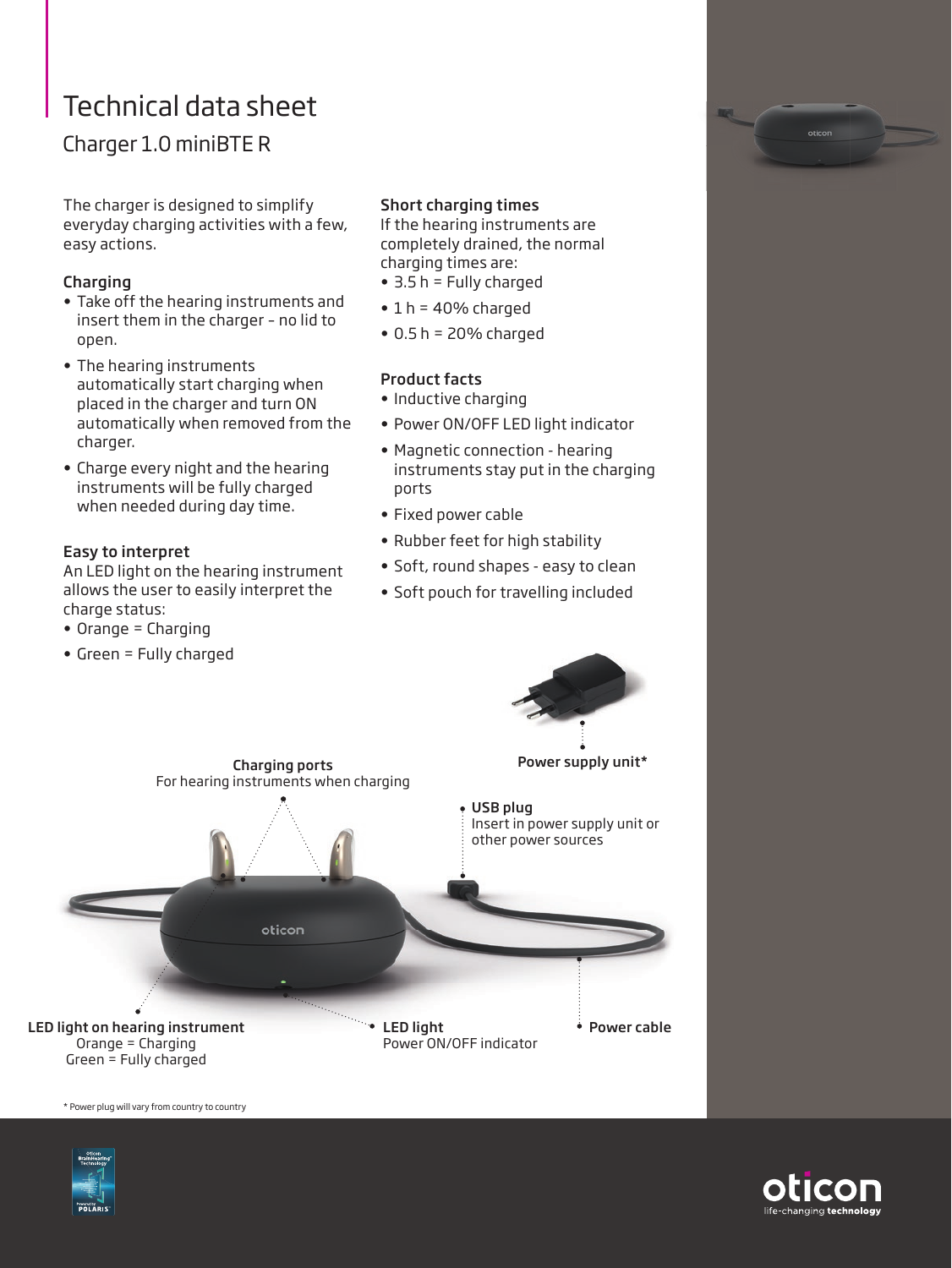# Technical data sheet

## Charger 1.0 miniBTE R

The charger is designed to simplify everyday charging activities with a few, easy actions.

### Charging

- Take off the hearing instruments and insert them in the charger – no lid to open.
- The hearing instruments automatically start charging when placed in the charger and turn ON automatically when removed from the charger.
- Charge every night and the hearing instruments will be fully charged when needed during day time.

### Easy to interpret

An LED light on the hearing instrument allows the user to easily interpret the charge status:

- Orange = Charging
- Green = Fully charged

### Short charging times

If the hearing instruments are completely drained, the normal charging times are:

- 3.5 h = Fully charged
- 1 h = 40% charged
- 0.5 h = 20% charged

### Product facts

- Inductive charging
- Power ON/OFF LED light indicator
- Magnetic connection - hearing instruments stay put in the charging ports
- Fixed power cable
- Rubber feet for high stability
- Soft, round shapes - easy to clean
- Soft pouch for travelling included

**Power supply unit***

**Charging ports**
For hearing instruments when charging

**USB plug**
Insert in power supply unit or other power sources

**LED light on hearing instrument**
Orange = Charging
Green = Fully charged

**LED light**
Power ON/OFF indicator

**Power cable**

* Power plug will vary from country to country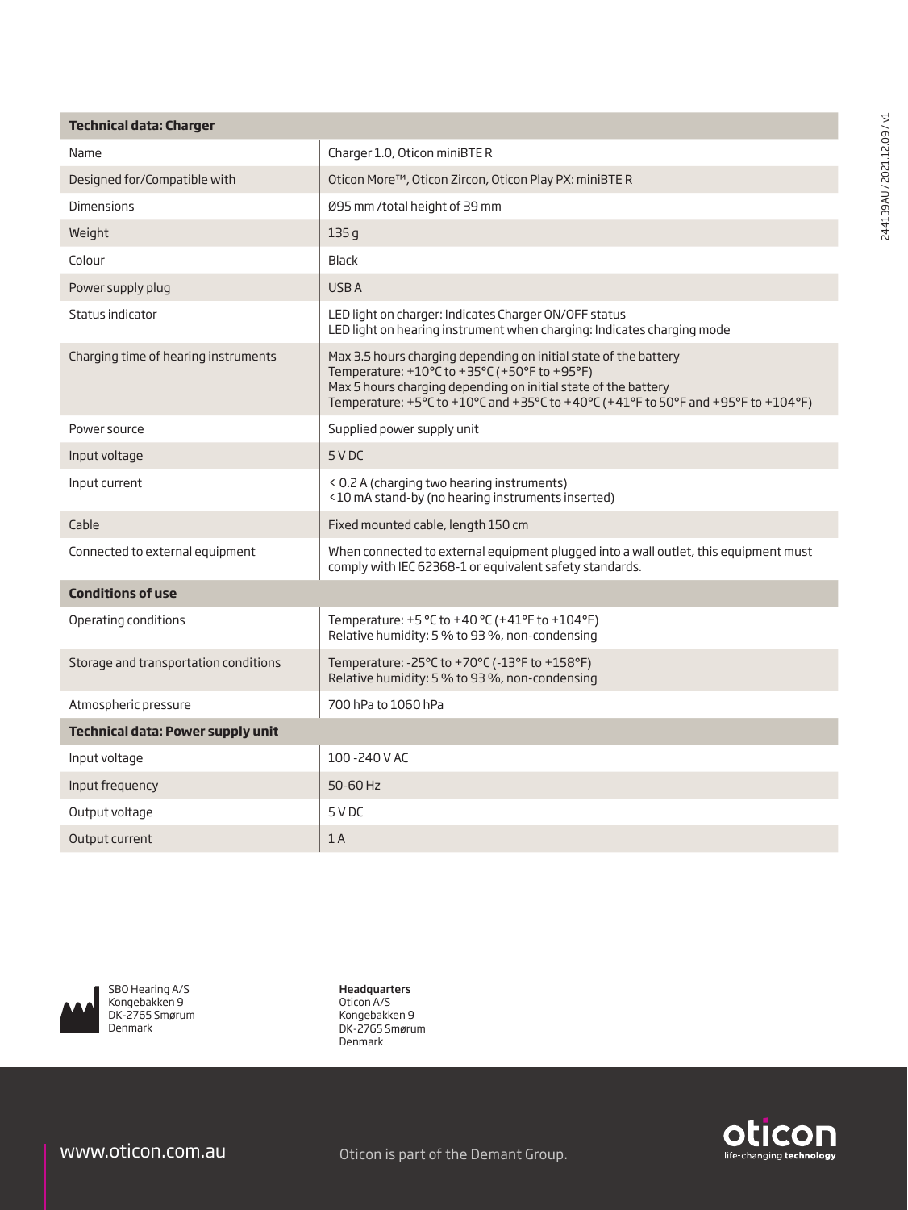| Technical data: Charger | |
|---|---|
| Name | Charger 1.0, Oticon miniBTE R |
| Designed for/Compatible with | Oticon More™, Oticon Zircon, Oticon Play PX: miniBTE R |
| Dimensions | Ø95 mm /total height of 39 mm |
| Weight | 135 g |
| Colour | Black |
| Power supply plug | USB A |
| Status indicator | LED light on charger: Indicates Charger ON/OFF status<br>LED light on hearing instrument when charging: Indicates charging mode |
| Charging time of hearing instruments | Max 3.5 hours charging depending on initial state of the battery<br>Temperature: +10°C to +35°C (+50°F to +95°F)<br>Max 5 hours charging depending on initial state of the battery<br>Temperature: +5°C to +10°C and +35°C to +40°C (+41°F to 50°F and +95°F to +104°F) |
| Power source | Supplied power supply unit |
| Input voltage | 5 V DC |
| Input current | < 0.2 A (charging two hearing instruments)<br><10 mA stand-by (no hearing instruments inserted) |
| Cable | Fixed mounted cable, length 150 cm |
| Connected to external equipment | When connected to external equipment plugged into a wall outlet, this equipment must comply with IEC 62368-1 or equivalent safety standards. |
| **Conditions of use** | |
| Operating conditions | Temperature: +5 °C to +40 °C (+41°F to +104°F)<br>Relative humidity: 5 % to 93 %, non-condensing |
| Storage and transportation conditions | Temperature: -25°C to +70°C (-13°F to +158°F)<br>Relative humidity: 5 % to 93 %, non-condensing |
| Atmospheric pressure | 700 hPa to 1060 hPa |
| **Technical data: Power supply unit** | |
| Input voltage | 100 -240 V AC |
| Input frequency | 50-60 Hz |
| Output voltage | 5 V DC |
| Output current | 1 A |

SBO Hearing A/S
Kongebakken 9
DK-2765 Smørum
Denmark

**Headquarters**
Oticon A/S
Kongebakken 9
DK-2765 Smørum
Denmark

www.oticon.com.au

Oticon is part of the Demant Group.

oticon
life-changing **technology**

244139AU / 2021.12.09 / v1